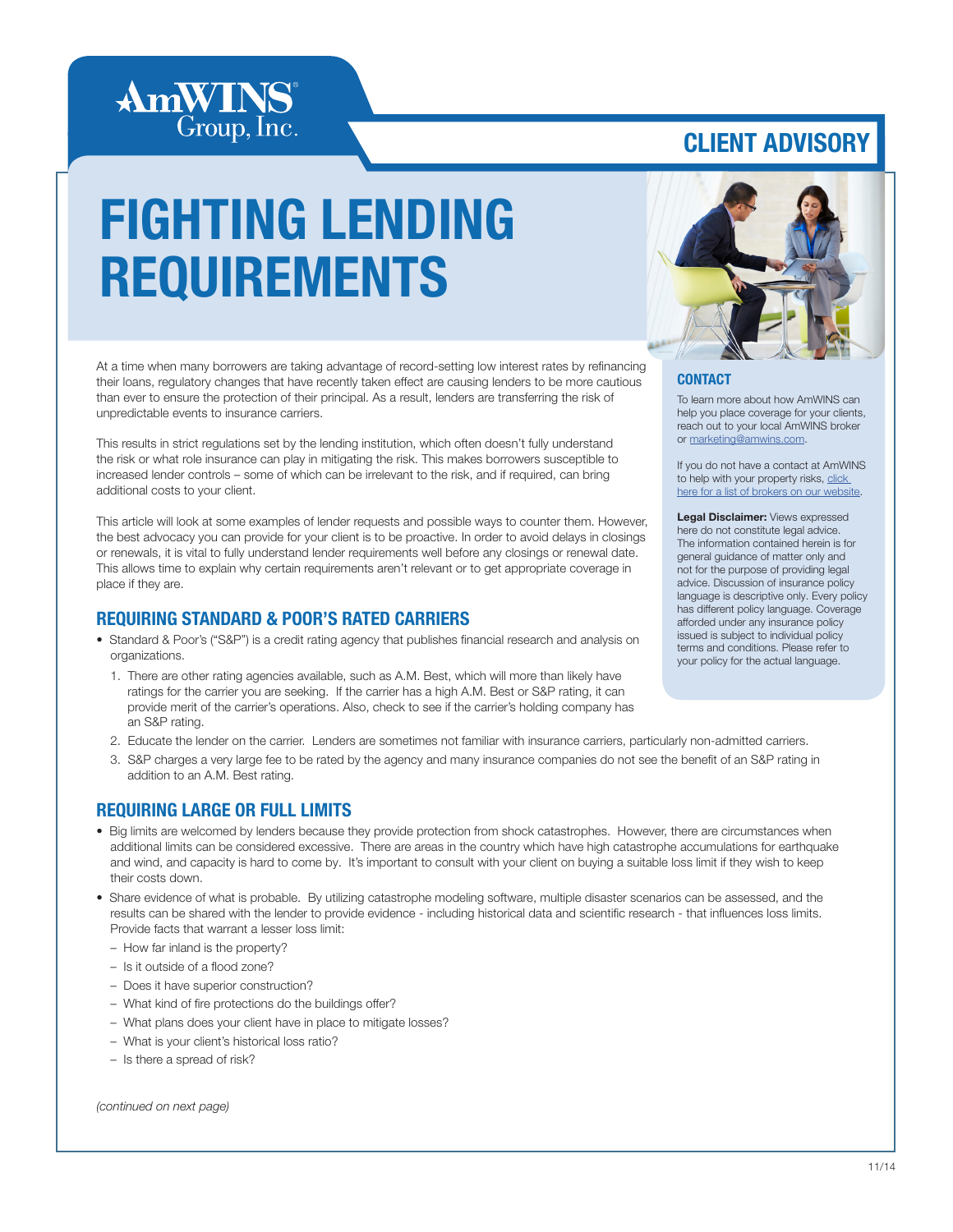AmWINS Group, Inc.

CLIENT ADVISORY

# FIGHTING LENDING REQUIREMENTS

At a time when many borrowers are taking advantage of record-setting low interest rates by refinancing their loans, regulatory changes that have recently taken effect are causing lenders to be more cautious than ever to ensure the protection of their principal. As a result, lenders are transferring the risk of unpredictable events to insurance carriers.

This results in strict regulations set by the lending institution, which often doesn't fully understand the risk or what role insurance can play in mitigating the risk. This makes borrowers susceptible to increased lender controls – some of which can be irrelevant to the risk, and if required, can bring additional costs to your client.

This article will look at some examples of lender requests and possible ways to counter them. However, the best advocacy you can provide for your client is to be proactive. In order to avoid delays in closings or renewals, it is vital to fully understand lender requirements well before any closings or renewal date. This allows time to explain why certain requirements aren't relevant or to get appropriate coverage in place if they are.

## REQUIRING STANDARD & POOR'S RATED CARRIERS

- Standard & Poor's ("S&P") is a credit rating agency that publishes financial research and analysis on organizations.
  1. There are other rating agencies available, such as A.M. Best, which will more than likely have ratings for the carrier you are seeking. If the carrier has a high A.M. Best or S&P rating, it can provide merit of the carrier's operations. Also, check to see if the carrier's holding company has an S&P rating.
  2. Educate the lender on the carrier. Lenders are sometimes not familiar with insurance carriers, particularly non-admitted carriers.
  3. S&P charges a very large fee to be rated by the agency and many insurance companies do not see the benefit of an S&P rating in addition to an A.M. Best rating.

## REQUIRING LARGE OR FULL LIMITS

- Big limits are welcomed by lenders because they provide protection from shock catastrophes. However, there are circumstances when additional limits can be considered excessive. There are areas in the country which have high catastrophe accumulations for earthquake and wind, and capacity is hard to come by. It's important to consult with your client on buying a suitable loss limit if they wish to keep their costs down.
- Share evidence of what is probable. By utilizing catastrophe modeling software, multiple disaster scenarios can be assessed, and the results can be shared with the lender to provide evidence - including historical data and scientific research - that influences loss limits. Provide facts that warrant a lesser loss limit:
  - How far inland is the property?
  - Is it outside of a flood zone?
  - Does it have superior construction?
  - What kind of fire protections do the buildings offer?
  - What plans does your client have in place to mitigate losses?
  - What is your client's historical loss ratio?
  - Is there a spread of risk?

*(continued on next page)*

### CONTACT

To learn more about how AmWINS can help you place coverage for your clients, reach out to your local AmWINS broker or marketing@amwins.com.

If you do not have a contact at AmWINS to help with your property risks, click here for a list of brokers on our website.

**Legal Disclaimer:** Views expressed here do not constitute legal advice. The information contained herein is for general guidance of matter only and not for the purpose of providing legal advice. Discussion of insurance policy language is descriptive only. Every policy has different policy language. Coverage afforded under any insurance policy issued is subject to individual policy terms and conditions. Please refer to your policy for the actual language.

11/14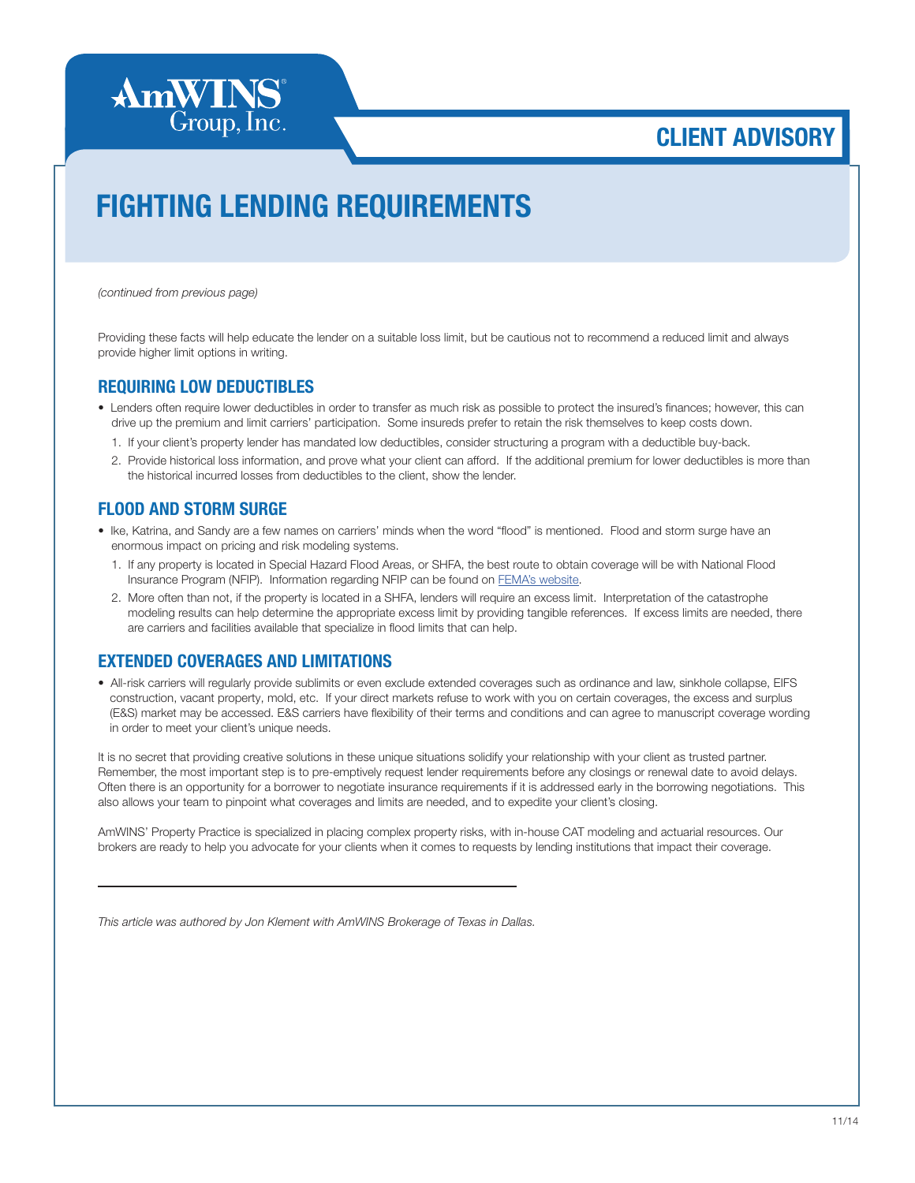# FIGHTING LENDING REQUIREMENTS

*(continued from previous page)*

Providing these facts will help educate the lender on a suitable loss limit, but be cautious not to recommend a reduced limit and always provide higher limit options in writing.

## REQUIRING LOW DEDUCTIBLES

- Lenders often require lower deductibles in order to transfer as much risk as possible to protect the insured's finances; however, this can drive up the premium and limit carriers' participation. Some insureds prefer to retain the risk themselves to keep costs down.
  1. If your client's property lender has mandated low deductibles, consider structuring a program with a deductible buy-back.
  2. Provide historical loss information, and prove what your client can afford. If the additional premium for lower deductibles is more than the historical incurred losses from deductibles to the client, show the lender.

## FLOOD AND STORM SURGE

- Ike, Katrina, and Sandy are a few names on carriers' minds when the word "flood" is mentioned. Flood and storm surge have an enormous impact on pricing and risk modeling systems.
  1. If any property is located in Special Hazard Flood Areas, or SHFA, the best route to obtain coverage will be with National Flood Insurance Program (NFIP). Information regarding NFIP can be found on FEMA's website.
  2. More often than not, if the property is located in a SHFA, lenders will require an excess limit. Interpretation of the catastrophe modeling results can help determine the appropriate excess limit by providing tangible references. If excess limits are needed, there are carriers and facilities available that specialize in flood limits that can help.

## EXTENDED COVERAGES AND LIMITATIONS

- All-risk carriers will regularly provide sublimits or even exclude extended coverages such as ordinance and law, sinkhole collapse, EIFS construction, vacant property, mold, etc. If your direct markets refuse to work with you on certain coverages, the excess and surplus (E&S) market may be accessed. E&S carriers have flexibility of their terms and conditions and can agree to manuscript coverage wording in order to meet your client's unique needs.

It is no secret that providing creative solutions in these unique situations solidify your relationship with your client as trusted partner. Remember, the most important step is to pre-emptively request lender requirements before any closings or renewal date to avoid delays. Often there is an opportunity for a borrower to negotiate insurance requirements if it is addressed early in the borrowing negotiations. This also allows your team to pinpoint what coverages and limits are needed, and to expedite your client's closing.

AmWINS' Property Practice is specialized in placing complex property risks, with in-house CAT modeling and actuarial resources. Our brokers are ready to help you advocate for your clients when it comes to requests by lending institutions that impact their coverage.

---

*This article was authored by Jon Klement with AmWINS Brokerage of Texas in Dallas.*